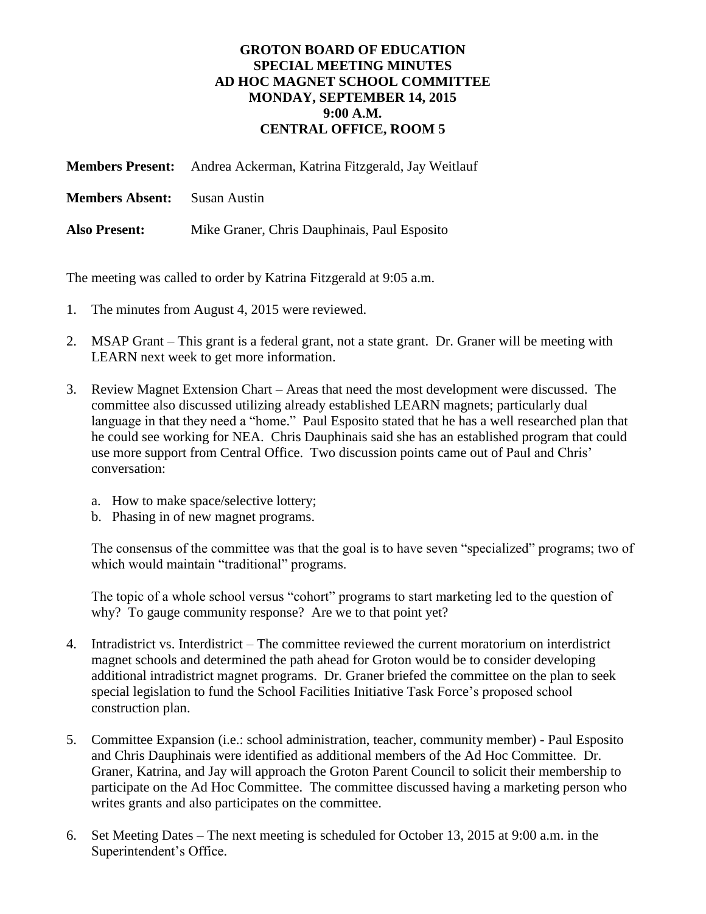**GROTON BOARD OF EDUCATION**
**SPECIAL MEETING MINUTES**
**AD HOC MAGNET SCHOOL COMMITTEE**
**MONDAY, SEPTEMBER 14, 2015**
**9:00 A.M.**
**CENTRAL OFFICE, ROOM 5**

**Members Present:** Andrea Ackerman, Katrina Fitzgerald, Jay Weitlauf

**Members Absent:** Susan Austin

**Also Present:** Mike Graner, Chris Dauphinais, Paul Esposito

The meeting was called to order by Katrina Fitzgerald at 9:05 a.m.

1. The minutes from August 4, 2015 were reviewed.

2. MSAP Grant – This grant is a federal grant, not a state grant. Dr. Graner will be meeting with LEARN next week to get more information.

3. Review Magnet Extension Chart – Areas that need the most development were discussed. The committee also discussed utilizing already established LEARN magnets; particularly dual language in that they need a "home." Paul Esposito stated that he has a well researched plan that he could see working for NEA. Chris Dauphinais said she has an established program that could use more support from Central Office. Two discussion points came out of Paul and Chris' conversation:

   a. How to make space/selective lottery;
   b. Phasing in of new magnet programs.

   The consensus of the committee was that the goal is to have seven "specialized" programs; two of which would maintain "traditional" programs.

   The topic of a whole school versus "cohort" programs to start marketing led to the question of why? To gauge community response? Are we to that point yet?

4. Intradistrict vs. Interdistrict – The committee reviewed the current moratorium on interdistrict magnet schools and determined the path ahead for Groton would be to consider developing additional intradistrict magnet programs. Dr. Graner briefed the committee on the plan to seek special legislation to fund the School Facilities Initiative Task Force's proposed school construction plan.

5. Committee Expansion (i.e.: school administration, teacher, community member) - Paul Esposito and Chris Dauphinais were identified as additional members of the Ad Hoc Committee. Dr. Graner, Katrina, and Jay will approach the Groton Parent Council to solicit their membership to participate on the Ad Hoc Committee. The committee discussed having a marketing person who writes grants and also participates on the committee.

6. Set Meeting Dates – The next meeting is scheduled for October 13, 2015 at 9:00 a.m. in the Superintendent's Office.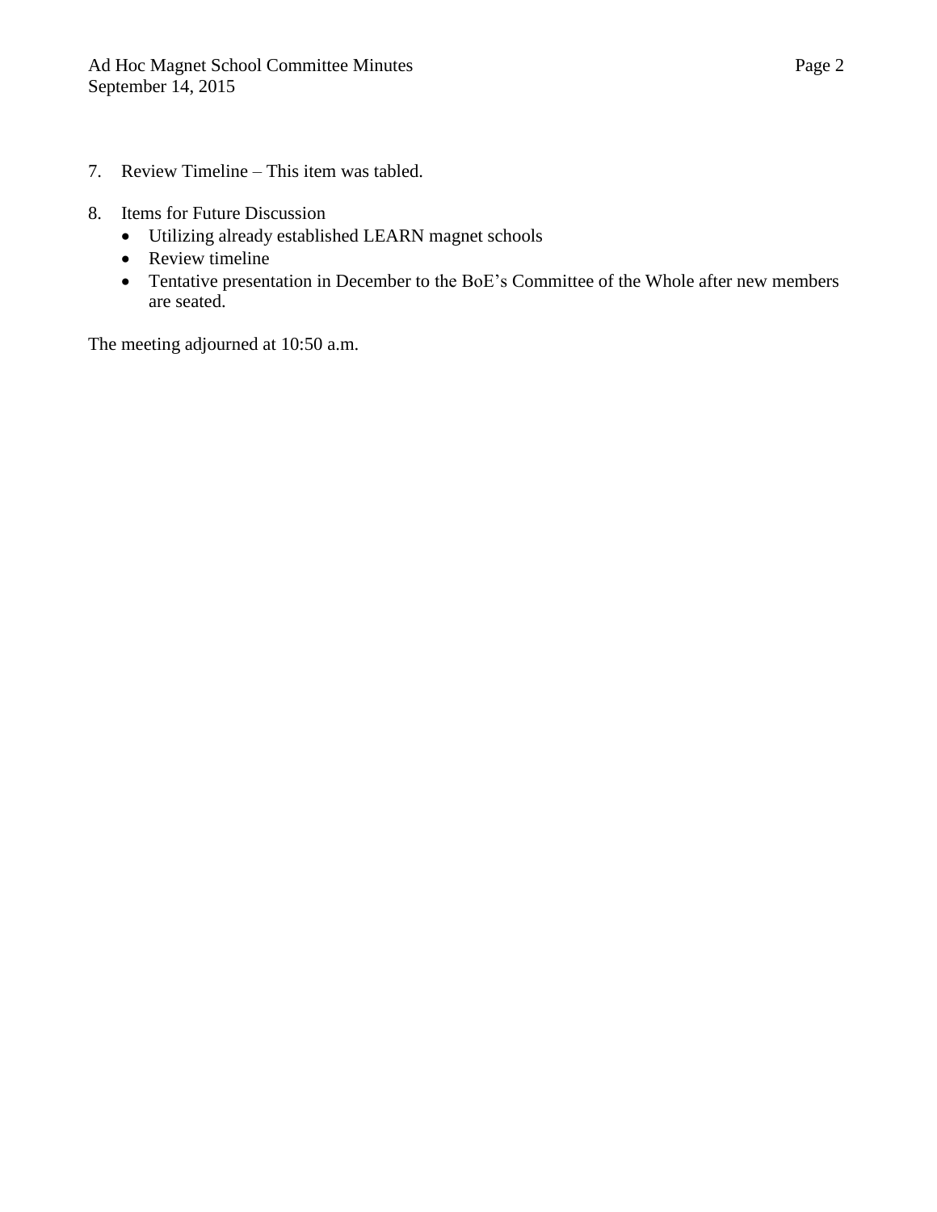7. Review Timeline – This item was tabled.

8. Items for Future Discussion
   - Utilizing already established LEARN magnet schools
   - Review timeline
   - Tentative presentation in December to the BoE's Committee of the Whole after new members are seated.

The meeting adjourned at 10:50 a.m.